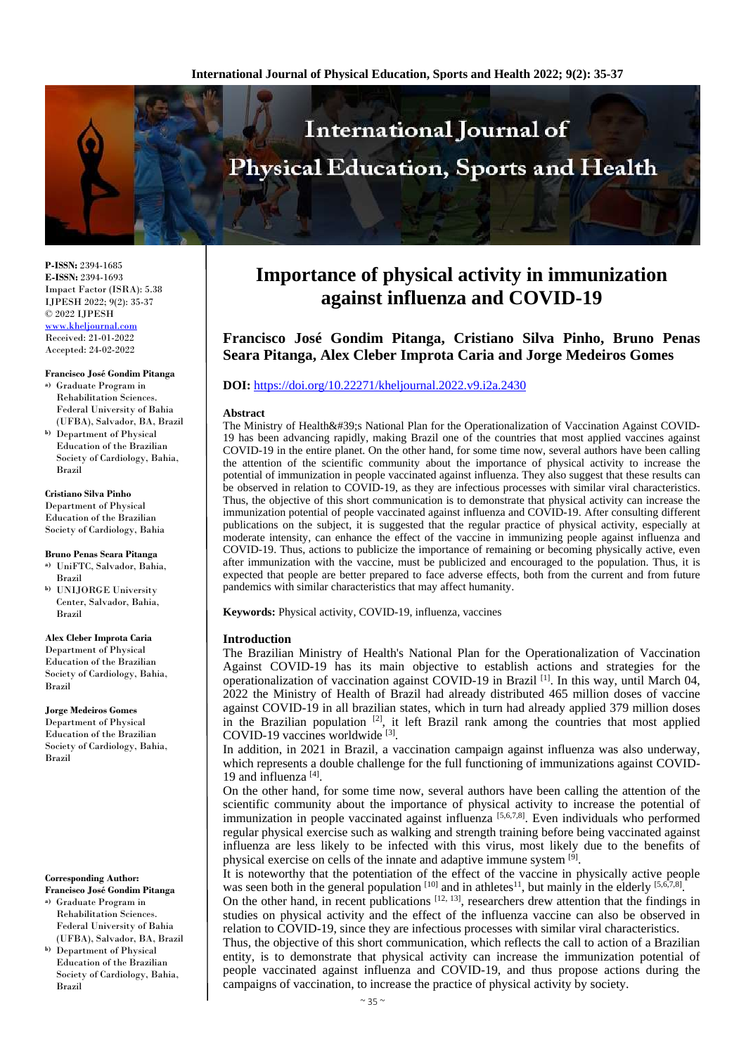**P-ISSN:** 2394-1685
**E-ISSN:** 2394-1693
Impact Factor (ISRA): 5.38
IJPESH 2022; 9(2): 35-37
© 2022 IJPESH
www.kheljournal.com
Received: 21-01-2022
Accepted: 24-02-2022

**Francisco José Gondim Pitanga**
[a] Graduate Program in Rehabilitation Sciences. Federal University of Bahia (UFBA), Salvador, BA, Brazil
[b] Department of Physical Education of the Brazilian Society of Cardiology, Bahia, Brazil

**Cristiano Silva Pinho**
Department of Physical Education of the Brazilian Society of Cardiology, Bahia

**Bruno Penas Seara Pitanga**
[a] UniFTC, Salvador, Bahia, Brazil
[b] UNIJORGE University Center, Salvador, Bahia, Brazil

**Alex Cleber Improta Caria**
Department of Physical Education of the Brazilian Society of Cardiology, Bahia, Brazil

**Jorge Medeiros Gomes**
Department of Physical Education of the Brazilian Society of Cardiology, Bahia, Brazil

**Corresponding Author:**
**Francisco José Gondim Pitanga**
[a] Graduate Program in Rehabilitation Sciences. Federal University of Bahia (UFBA), Salvador, BA, Brazil
[b] Department of Physical Education of the Brazilian Society of Cardiology, Bahia, Brazil

# Importance of physical activity in immunization against influenza and COVID-19

**Francisco José Gondim Pitanga, Cristiano Silva Pinho, Bruno Penas Seara Pitanga, Alex Cleber Improta Caria and Jorge Medeiros Gomes**

**DOI:** https://doi.org/10.22271/kheljournal.2022.v9.i2a.2430

## Abstract

The Ministry of Health&#39;s National Plan for the Operationalization of Vaccination Against COVID-19 has been advancing rapidly, making Brazil one of the countries that most applied vaccines against COVID-19 in the entire planet. On the other hand, for some time now, several authors have been calling the attention of the scientific community about the importance of physical activity to increase the potential of immunization in people vaccinated against influenza. They also suggest that these results can be observed in relation to COVID-19, as they are infectious processes with similar viral characteristics. Thus, the objective of this short communication is to demonstrate that physical activity can increase the immunization potential of people vaccinated against influenza and COVID-19. After consulting different publications on the subject, it is suggested that the regular practice of physical activity, especially at moderate intensity, can enhance the effect of the vaccine in immunizing people against influenza and COVID-19. Thus, actions to publicize the importance of remaining or becoming physically active, even after immunization with the vaccine, must be publicized and encouraged to the population. Thus, it is expected that people are better prepared to face adverse effects, both from the current and from future pandemics with similar characteristics that may affect humanity.

**Keywords:** Physical activity, COVID-19, influenza, vaccines

## Introduction

The Brazilian Ministry of Health's National Plan for the Operationalization of Vaccination Against COVID-19 has its main objective to establish actions and strategies for the operationalization of vaccination against COVID-19 in Brazil [1]. In this way, until March 04, 2022 the Ministry of Health of Brazil had already distributed 465 million doses of vaccine against COVID-19 in all brazilian states, which in turn had already applied 379 million doses in the Brazilian population [2], it left Brazil rank among the countries that most applied COVID-19 vaccines worldwide [3].

In addition, in 2021 in Brazil, a vaccination campaign against influenza was also underway, which represents a double challenge for the full functioning of immunizations against COVID-19 and influenza [4].

On the other hand, for some time now, several authors have been calling the attention of the scientific community about the importance of physical activity to increase the potential of immunization in people vaccinated against influenza [5,6,7,8]. Even individuals who performed regular physical exercise such as walking and strength training before being vaccinated against influenza are less likely to be infected with this virus, most likely due to the benefits of physical exercise on cells of the innate and adaptive immune system [9].

It is noteworthy that the potentiation of the effect of the vaccine in physically active people was seen both in the general population [10] and in athletes[11], but mainly in the elderly [5,6,7,8].

On the other hand, in recent publications [12, 13], researchers drew attention that the findings in studies on physical activity and the effect of the influenza vaccine can also be observed in relation to COVID-19, since they are infectious processes with similar viral characteristics.

Thus, the objective of this short communication, which reflects the call to action of a Brazilian entity, is to demonstrate that physical activity can increase the immunization potential of people vaccinated against influenza and COVID-19, and thus propose actions during the campaigns of vaccination, to increase the practice of physical activity by society.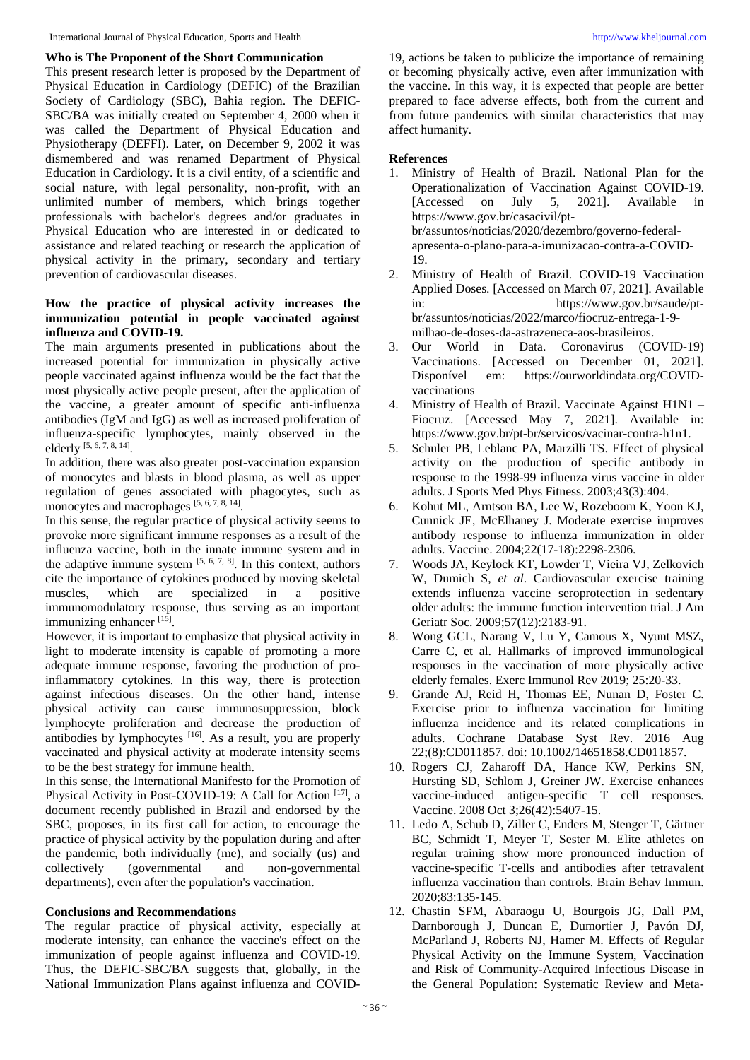## Who is The Proponent of the Short Communication

This present research letter is proposed by the Department of Physical Education in Cardiology (DEFIC) of the Brazilian Society of Cardiology (SBC), Bahia region. The DEFIC-SBC/BA was initially created on September 4, 2000 when it was called the Department of Physical Education and Physiotherapy (DEFFI). Later, on December 9, 2002 it was dismembered and was renamed Department of Physical Education in Cardiology. It is a civil entity, of a scientific and social nature, with legal personality, non-profit, with an unlimited number of members, which brings together professionals with bachelor's degrees and/or graduates in Physical Education who are interested in or dedicated to assistance and related teaching or research the application of physical activity in the primary, secondary and tertiary prevention of cardiovascular diseases.

## How the practice of physical activity increases the immunization potential in people vaccinated against influenza and COVID-19.

The main arguments presented in publications about the increased potential for immunization in physically active people vaccinated against influenza would be the fact that the most physically active people present, after the application of the vaccine, a greater amount of specific anti-influenza antibodies (IgM and IgG) as well as increased proliferation of influenza-specific lymphocytes, mainly observed in the elderly [5, 6, 7, 8, 14].

In addition, there was also greater post-vaccination expansion of monocytes and blasts in blood plasma, as well as upper regulation of genes associated with phagocytes, such as monocytes and macrophages [5, 6, 7, 8, 14].

In this sense, the regular practice of physical activity seems to provoke more significant immune responses as a result of the influenza vaccine, both in the innate immune system and in the adaptive immune system [5, 6, 7, 8]. In this context, authors cite the importance of cytokines produced by moving skeletal muscles, which are specialized in a positive immunomodulatory response, thus serving as an important immunizing enhancer [15].

However, it is important to emphasize that physical activity in light to moderate intensity is capable of promoting a more adequate immune response, favoring the production of pro-inflammatory cytokines. In this way, there is protection against infectious diseases. On the other hand, intense physical activity can cause immunosuppression, block lymphocyte proliferation and decrease the production of antibodies by lymphocytes [16]. As a result, you are properly vaccinated and physical activity at moderate intensity seems to be the best strategy for immune health.

In this sense, the International Manifesto for the Promotion of Physical Activity in Post-COVID-19: A Call for Action [17], a document recently published in Brazil and endorsed by the SBC, proposes, in its first call for action, to encourage the practice of physical activity by the population during and after the pandemic, both individually (me), and socially (us) and collectively (governmental and non-governmental departments), even after the population's vaccination.

## Conclusions and Recommendations

The regular practice of physical activity, especially at moderate intensity, can enhance the vaccine's effect on the immunization of people against influenza and COVID-19. Thus, the DEFIC-SBC/BA suggests that, globally, in the National Immunization Plans against influenza and COVID-19, actions be taken to publicize the importance of remaining or becoming physically active, even after immunization with the vaccine. In this way, it is expected that people are better prepared to face adverse effects, both from the current and from future pandemics with similar characteristics that may affect humanity.

## References

1. Ministry of Health of Brazil. National Plan for the Operationalization of Vaccination Against COVID-19. [Accessed on July 5, 2021]. Available in https://www.gov.br/casacivil/pt-br/assuntos/noticias/2020/dezembro/governo-federal-apresenta-o-plano-para-a-imunizacao-contra-a-COVID-19.
2. Ministry of Health of Brazil. COVID-19 Vaccination Applied Doses. [Accessed on March 07, 2021]. Available in: https://www.gov.br/saude/pt-br/assuntos/noticias/2022/marco/fiocruz-entrega-1-9-milhao-de-doses-da-astrazeneca-aos-brasileiros.
3. Our World in Data. Coronavirus (COVID-19) Vaccinations. [Accessed on December 01, 2021]. Disponível em: https://ourworldindata.org/COVID-vaccinations
4. Ministry of Health of Brazil. Vaccinate Against H1N1 – Fiocruz. [Accessed May 7, 2021]. Available in: https://www.gov.br/pt-br/servicos/vacinar-contra-h1n1.
5. Schuler PB, Leblanc PA, Marzilli TS. Effect of physical activity on the production of specific antibody in response to the 1998-99 influenza virus vaccine in older adults. J Sports Med Phys Fitness. 2003;43(3):404.
6. Kohut ML, Arntson BA, Lee W, Rozeboom K, Yoon KJ, Cunnick JE, McElhaney J. Moderate exercise improves antibody response to influenza immunization in older adults. Vaccine. 2004;22(17-18):2298-2306.
7. Woods JA, Keylock KT, Lowder T, Vieira VJ, Zelkovich W, Dumich S, *et al*. Cardiovascular exercise training extends influenza vaccine seroprotection in sedentary older adults: the immune function intervention trial. J Am Geriatr Soc. 2009;57(12):2183-91.
8. Wong GCL, Narang V, Lu Y, Camous X, Nyunt MSZ, Carre C, et al. Hallmarks of improved immunological responses in the vaccination of more physically active elderly females. Exerc Immunol Rev 2019; 25:20-33.
9. Grande AJ, Reid H, Thomas EE, Nunan D, Foster C. Exercise prior to influenza vaccination for limiting influenza incidence and its related complications in adults. Cochrane Database Syst Rev. 2016 Aug 22;(8):CD011857. doi: 10.1002/14651858.CD011857.
10. Rogers CJ, Zaharoff DA, Hance KW, Perkins SN, Hursting SD, Schlom J, Greiner JW. Exercise enhances vaccine-induced antigen-specific T cell responses. Vaccine. 2008 Oct 3;26(42):5407-15.
11. Ledo A, Schub D, Ziller C, Enders M, Stenger T, Gärtner BC, Schmidt T, Meyer T, Sester M. Elite athletes on regular training show more pronounced induction of vaccine-specific T-cells and antibodies after tetravalent influenza vaccination than controls. Brain Behav Immun. 2020;83:135-145.
12. Chastin SFM, Abaraogu U, Bourgois JG, Dall PM, Darnborough J, Duncan E, Dumortier J, Pavón DJ, McParland J, Roberts NJ, Hamer M. Effects of Regular Physical Activity on the Immune System, Vaccination and Risk of Community-Acquired Infectious Disease in the General Population: Systematic Review and Meta-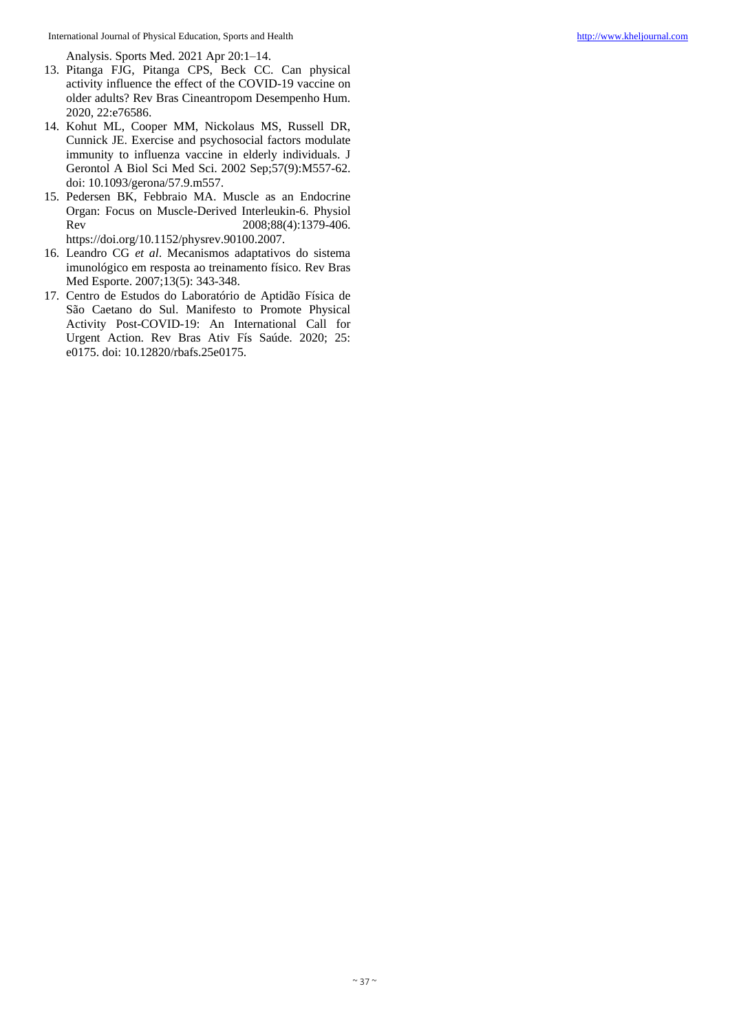Analysis. Sports Med. 2021 Apr 20:1–14.

13. Pitanga FJG, Pitanga CPS, Beck CC. Can physical activity influence the effect of the COVID-19 vaccine on older adults? Rev Bras Cineantropom Desempenho Hum. 2020, 22:e76586.
14. Kohut ML, Cooper MM, Nickolaus MS, Russell DR, Cunnick JE. Exercise and psychosocial factors modulate immunity to influenza vaccine in elderly individuals. J Gerontol A Biol Sci Med Sci. 2002 Sep;57(9):M557-62. doi: 10.1093/gerona/57.9.m557.
15. Pedersen BK, Febbraio MA. Muscle as an Endocrine Organ: Focus on Muscle-Derived Interleukin-6. Physiol Rev 2008;88(4):1379-406. https://doi.org/10.1152/physrev.90100.2007.
16. Leandro CG *et al*. Mecanismos adaptativos do sistema imunológico em resposta ao treinamento físico. Rev Bras Med Esporte. 2007;13(5): 343-348.
17. Centro de Estudos do Laboratório de Aptidão Física de São Caetano do Sul. Manifesto to Promote Physical Activity Post-COVID-19: An International Call for Urgent Action. Rev Bras Ativ Fís Saúde. 2020; 25: e0175. doi: 10.12820/rbafs.25e0175.